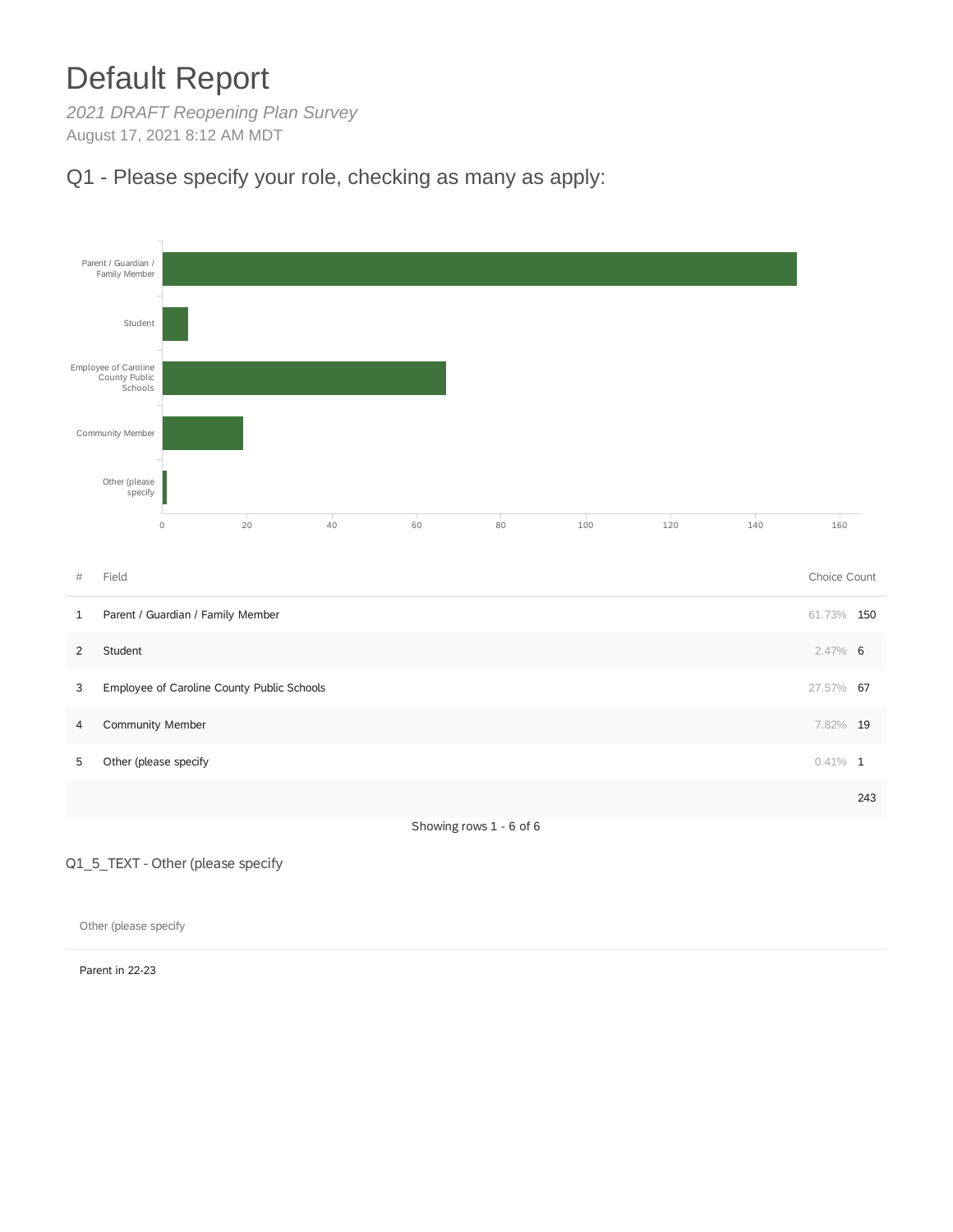# Default Report

*2021 DRAFT Reopening Plan Survey*

August 17, 2021 8:12 AM MDT

## Q1 - Please specify your role, checking as many as apply:

| # | Field | Choice Count | |
|---|---|---|---|
| 1 | Parent / Guardian / Family Member | 61.73% | 150 |
| 2 | Student | 2.47% | 6 |
| 3 | Employee of Caroline County Public Schools | 27.57% | 67 |
| 4 | Community Member | 7.82% | 19 |
| 5 | Other (please specify | 0.41% | 1 |
| | | | 243 |

Showing rows 1 - 6 of 6

### Q1_5_TEXT - Other (please specify

| Other (please specify |
|---|
| Parent in 22-23 |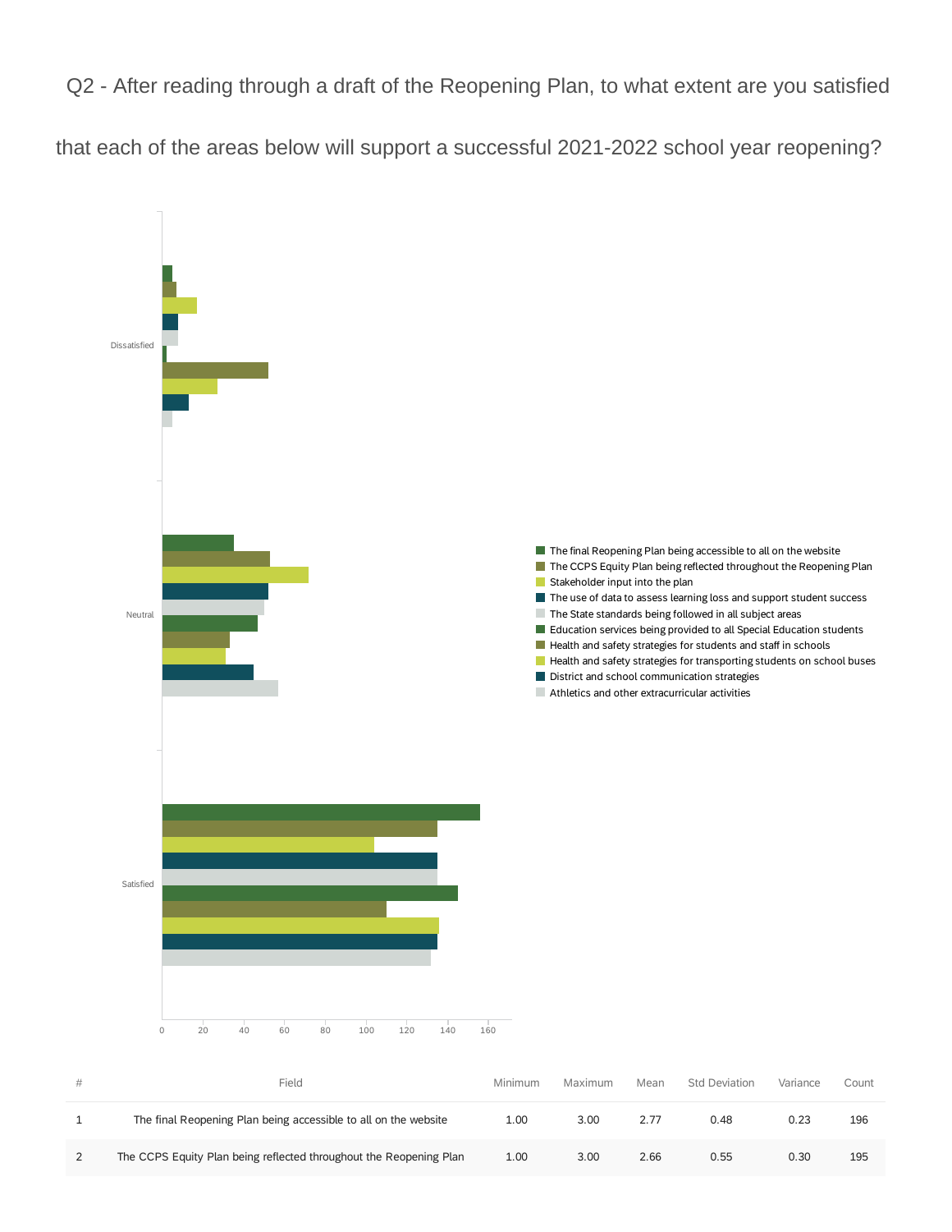Q2 - After reading through a draft of the Reopening Plan, to what extent are you satisfied that each of the areas below will support a successful 2021-2022 school year reopening?

Dissatisfied

Neutral

Satisfied

0 20 40 60 80 100 120 140 160

- The final Reopening Plan being accessible to all on the website
- The CCPS Equity Plan being reflected throughout the Reopening Plan
- Stakeholder input into the plan
- The use of data to assess learning loss and support student success
- The State standards being followed in all subject areas
- Education services being provided to all Special Education students
- Health and safety strategies for students and staff in schools
- Health and safety strategies for transporting students on school buses
- District and school communication strategies
- Athletics and other extracurricular activities

| # | Field | Minimum | Maximum | Mean | Std Deviation | Variance | Count |
|---|---|---|---|---|---|---|---|
| 1 | The final Reopening Plan being accessible to all on the website | 1.00 | 3.00 | 2.77 | 0.48 | 0.23 | 196 |
| 2 | The CCPS Equity Plan being reflected throughout the Reopening Plan | 1.00 | 3.00 | 2.66 | 0.55 | 0.30 | 195 |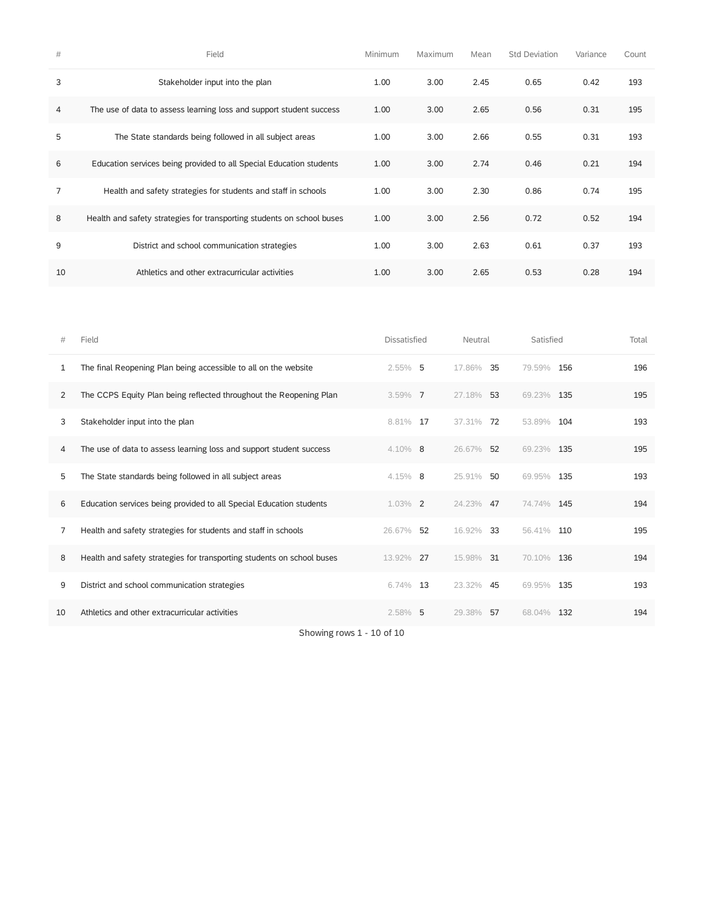| # | Field | Minimum | Maximum | Mean | Std Deviation | Variance | Count |
|---|---|---|---|---|---|---|---|
| 3 | Stakeholder input into the plan | 1.00 | 3.00 | 2.45 | 0.65 | 0.42 | 193 |
| 4 | The use of data to assess learning loss and support student success | 1.00 | 3.00 | 2.65 | 0.56 | 0.31 | 195 |
| 5 | The State standards being followed in all subject areas | 1.00 | 3.00 | 2.66 | 0.55 | 0.31 | 193 |
| 6 | Education services being provided to all Special Education students | 1.00 | 3.00 | 2.74 | 0.46 | 0.21 | 194 |
| 7 | Health and safety strategies for students and staff in schools | 1.00 | 3.00 | 2.30 | 0.86 | 0.74 | 195 |
| 8 | Health and safety strategies for transporting students on school buses | 1.00 | 3.00 | 2.56 | 0.72 | 0.52 | 194 |
| 9 | District and school communication strategies | 1.00 | 3.00 | 2.63 | 0.61 | 0.37 | 193 |
| 10 | Athletics and other extracurricular activities | 1.00 | 3.00 | 2.65 | 0.53 | 0.28 | 194 |

| # | Field | Dissatisfied | | Neutral | | Satisfied | | Total |
|---|---|---|---|---|---|---|---|---|
| 1 | The final Reopening Plan being accessible to all on the website | 2.55% | 5 | 17.86% | 35 | 79.59% | 156 | 196 |
| 2 | The CCPS Equity Plan being reflected throughout the Reopening Plan | 3.59% | 7 | 27.18% | 53 | 69.23% | 135 | 195 |
| 3 | Stakeholder input into the plan | 8.81% | 17 | 37.31% | 72 | 53.89% | 104 | 193 |
| 4 | The use of data to assess learning loss and support student success | 4.10% | 8 | 26.67% | 52 | 69.23% | 135 | 195 |
| 5 | The State standards being followed in all subject areas | 4.15% | 8 | 25.91% | 50 | 69.95% | 135 | 193 |
| 6 | Education services being provided to all Special Education students | 1.03% | 2 | 24.23% | 47 | 74.74% | 145 | 194 |
| 7 | Health and safety strategies for students and staff in schools | 26.67% | 52 | 16.92% | 33 | 56.41% | 110 | 195 |
| 8 | Health and safety strategies for transporting students on school buses | 13.92% | 27 | 15.98% | 31 | 70.10% | 136 | 194 |
| 9 | District and school communication strategies | 6.74% | 13 | 23.32% | 45 | 69.95% | 135 | 193 |
| 10 | Athletics and other extracurricular activities | 2.58% | 5 | 29.38% | 57 | 68.04% | 132 | 194 |

Showing rows 1 - 10 of 10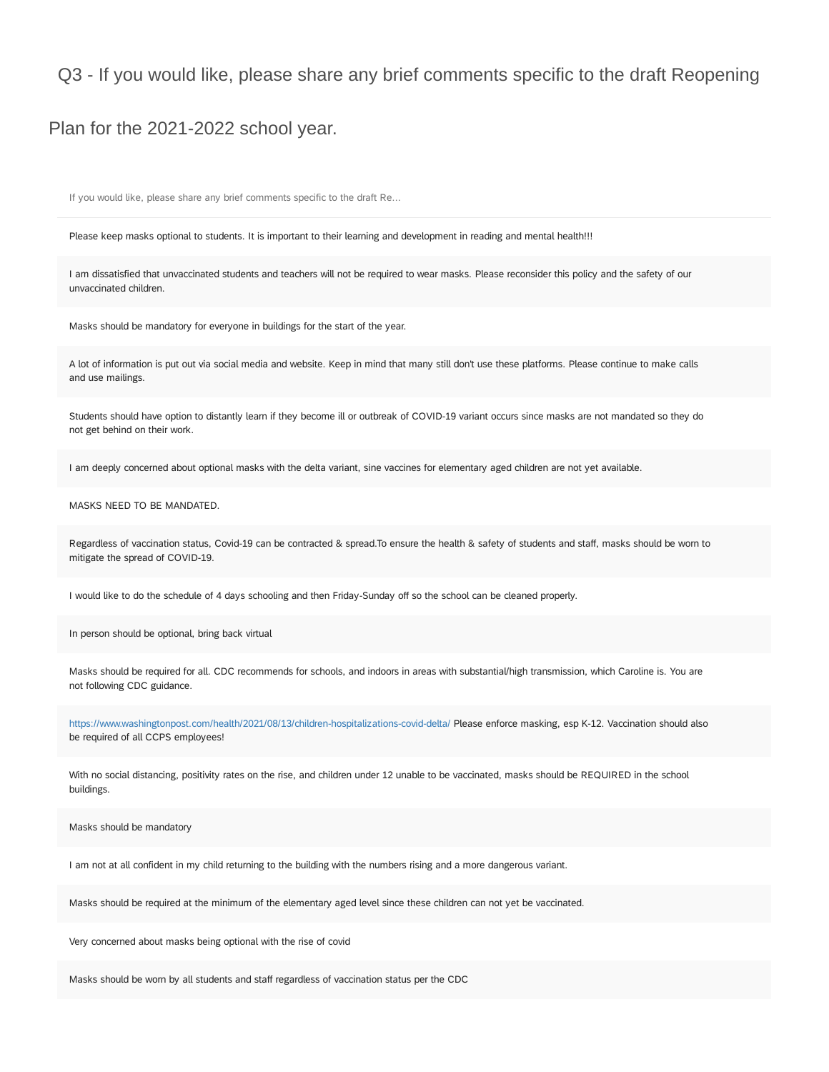## Q3 - If you would like, please share any brief comments specific to the draft Reopening Plan for the 2021-2022 school year.

| If you would like, please share any brief comments specific to the draft Re... |
|---|
| Please keep masks optional to students. It is important to their learning and development in reading and mental health!!! |
| I am dissatisfied that unvaccinated students and teachers will not be required to wear masks. Please reconsider this policy and the safety of our unvaccinated children. |
| Masks should be mandatory for everyone in buildings for the start of the year. |
| A lot of information is put out via social media and website. Keep in mind that many still don't use these platforms. Please continue to make calls and use mailings. |
| Students should have option to distantly learn if they become ill or outbreak of COVID-19 variant occurs since masks are not mandated so they do not get behind on their work. |
| I am deeply concerned about optional masks with the delta variant, sine vaccines for elementary aged children are not yet available. |
| MASKS NEED TO BE MANDATED. |
| Regardless of vaccination status, Covid-19 can be contracted & spread.To ensure the health & safety of students and staff, masks should be worn to mitigate the spread of COVID-19. |
| I would like to do the schedule of 4 days schooling and then Friday-Sunday off so the school can be cleaned properly. |
| In person should be optional, bring back virtual |
| Masks should be required for all. CDC recommends for schools, and indoors in areas with substantial/high transmission, which Caroline is. You are not following CDC guidance. |
| https://www.washingtonpost.com/health/2021/08/13/children-hospitalizations-covid-delta/ Please enforce masking, esp K-12. Vaccination should also be required of all CCPS employees! |
| With no social distancing, positivity rates on the rise, and children under 12 unable to be vaccinated, masks should be REQUIRED in the school buildings. |
| Masks should be mandatory |
| I am not at all confident in my child returning to the building with the numbers rising and a more dangerous variant. |
| Masks should be required at the minimum of the elementary aged level since these children can not yet be vaccinated. |
| Very concerned about masks being optional with the rise of covid |
| Masks should be worn by all students and staff regardless of vaccination status per the CDC |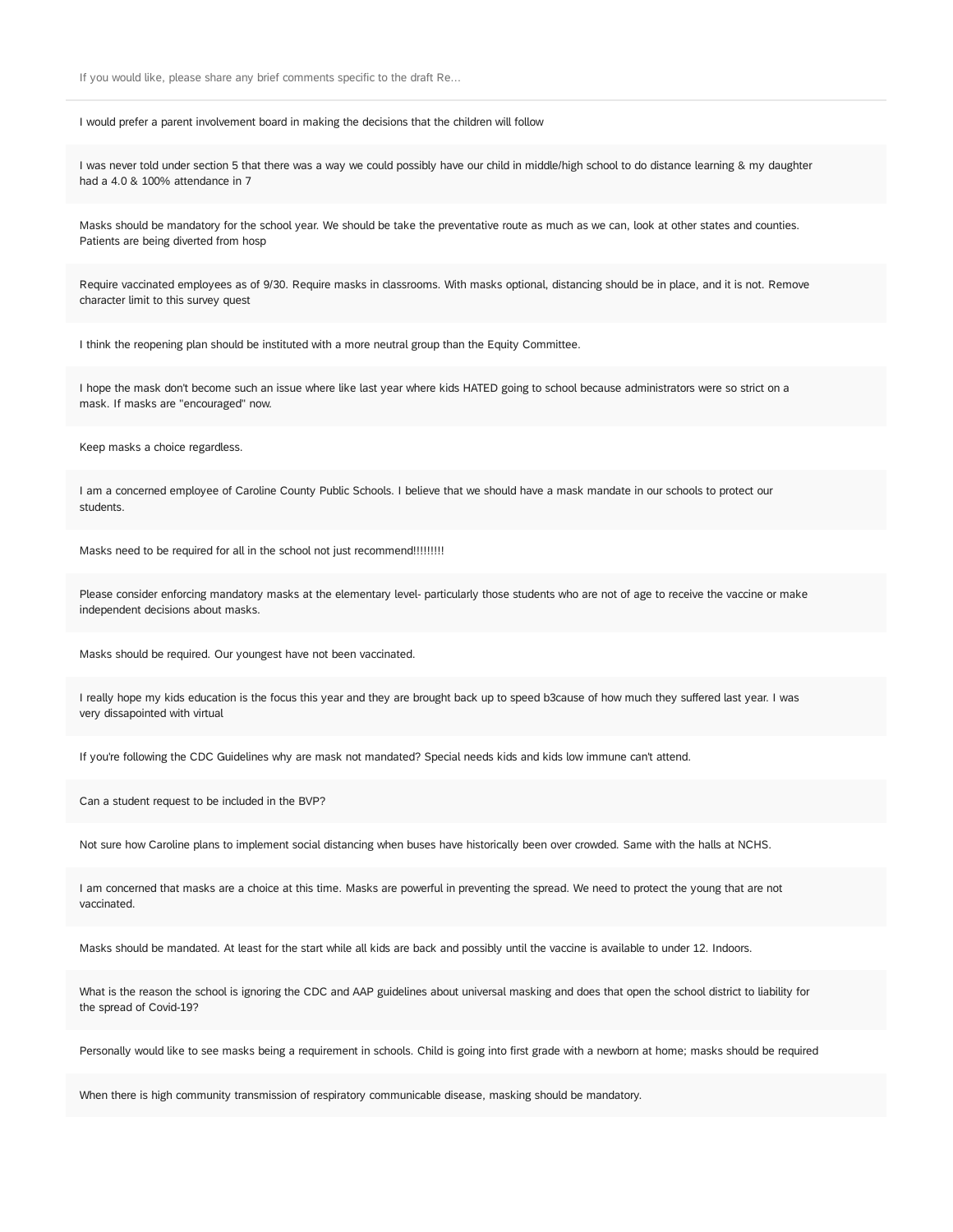If you would like, please share any brief comments specific to the draft Re...

I would prefer a parent involvement board in making the decisions that the children will follow

I was never told under section 5 that there was a way we could possibly have our child in middle/high school to do distance learning & my daughter had a 4.0 & 100% attendance in 7

Masks should be mandatory for the school year. We should be take the preventative route as much as we can, look at other states and counties. Patients are being diverted from hosp

Require vaccinated employees as of 9/30. Require masks in classrooms. With masks optional, distancing should be in place, and it is not. Remove character limit to this survey quest

I think the reopening plan should be instituted with a more neutral group than the Equity Committee.

I hope the mask don't become such an issue where like last year where kids HATED going to school because administrators were so strict on a mask. If masks are "encouraged" now.

Keep masks a choice regardless.

I am a concerned employee of Caroline County Public Schools. I believe that we should have a mask mandate in our schools to protect our students.

Masks need to be required for all in the school not just recommend!!!!!!!!!

Please consider enforcing mandatory masks at the elementary level- particularly those students who are not of age to receive the vaccine or make independent decisions about masks.

Masks should be required. Our youngest have not been vaccinated.

I really hope my kids education is the focus this year and they are brought back up to speed b3cause of how much they suffered last year. I was very dissapointed with virtual

If you're following the CDC Guidelines why are mask not mandated? Special needs kids and kids low immune can't attend.

Can a student request to be included in the BVP?

Not sure how Caroline plans to implement social distancing when buses have historically been over crowded. Same with the halls at NCHS.

I am concerned that masks are a choice at this time. Masks are powerful in preventing the spread. We need to protect the young that are not vaccinated.

Masks should be mandated. At least for the start while all kids are back and possibly until the vaccine is available to under 12. Indoors.

What is the reason the school is ignoring the CDC and AAP guidelines about universal masking and does that open the school district to liability for the spread of Covid-19?

Personally would like to see masks being a requirement in schools. Child is going into first grade with a newborn at home; masks should be required

When there is high community transmission of respiratory communicable disease, masking should be mandatory.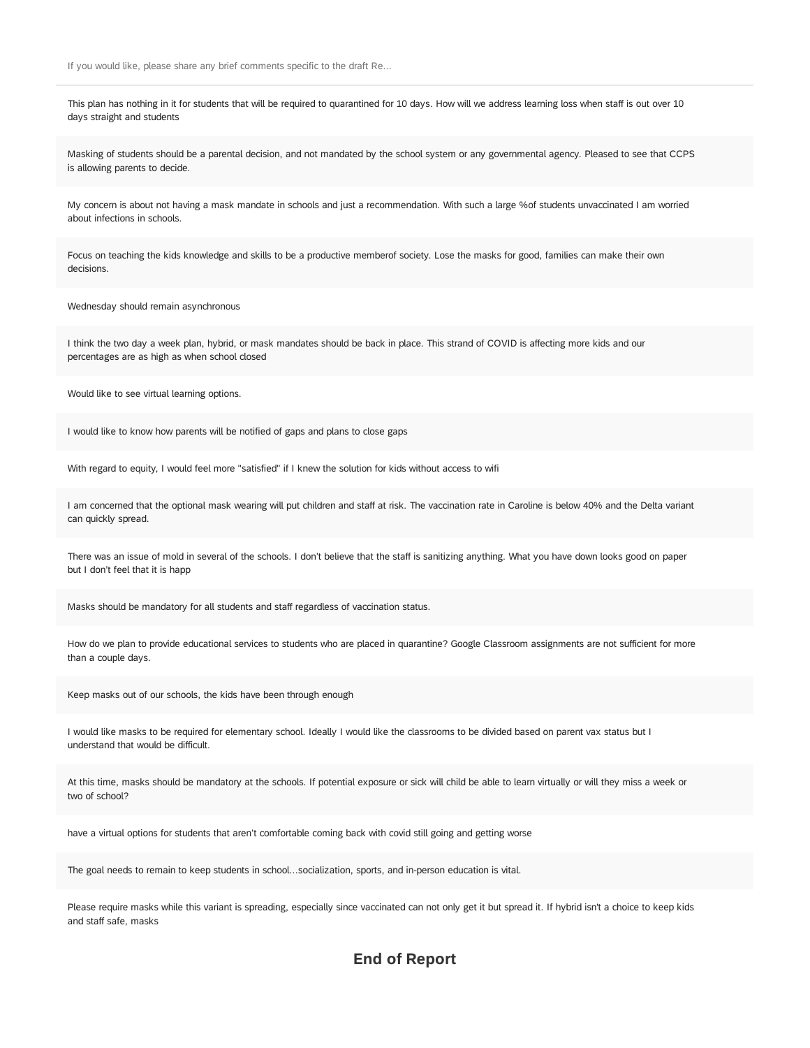If you would like, please share any brief comments specific to the draft Re...

This plan has nothing in it for students that will be required to quarantined for 10 days. How will we address learning loss when staff is out over 10 days straight and students

Masking of students should be a parental decision, and not mandated by the school system or any governmental agency. Pleased to see that CCPS is allowing parents to decide.

My concern is about not having a mask mandate in schools and just a recommendation. With such a large %of students unvaccinated I am worried about infections in schools.

Focus on teaching the kids knowledge and skills to be a productive memberof society. Lose the masks for good, families can make their own decisions.

Wednesday should remain asynchronous

I think the two day a week plan, hybrid, or mask mandates should be back in place. This strand of COVID is affecting more kids and our percentages are as high as when school closed

Would like to see virtual learning options.

I would like to know how parents will be notified of gaps and plans to close gaps

With regard to equity, I would feel more "satisfied" if I knew the solution for kids without access to wifi

I am concerned that the optional mask wearing will put children and staff at risk. The vaccination rate in Caroline is below 40% and the Delta variant can quickly spread.

There was an issue of mold in several of the schools. I don't believe that the staff is sanitizing anything. What you have down looks good on paper but I don't feel that it is happ

Masks should be mandatory for all students and staff regardless of vaccination status.

How do we plan to provide educational services to students who are placed in quarantine? Google Classroom assignments are not sufficient for more than a couple days.

Keep masks out of our schools, the kids have been through enough

I would like masks to be required for elementary school. Ideally I would like the classrooms to be divided based on parent vax status but I understand that would be difficult.

At this time, masks should be mandatory at the schools. If potential exposure or sick will child be able to learn virtually or will they miss a week or two of school?

have a virtual options for students that aren't comfortable coming back with covid still going and getting worse

The goal needs to remain to keep students in school...socialization, sports, and in-person education is vital.

Please require masks while this variant is spreading, especially since vaccinated can not only get it but spread it. If hybrid isn't a choice to keep kids and staff safe, masks

## End of Report